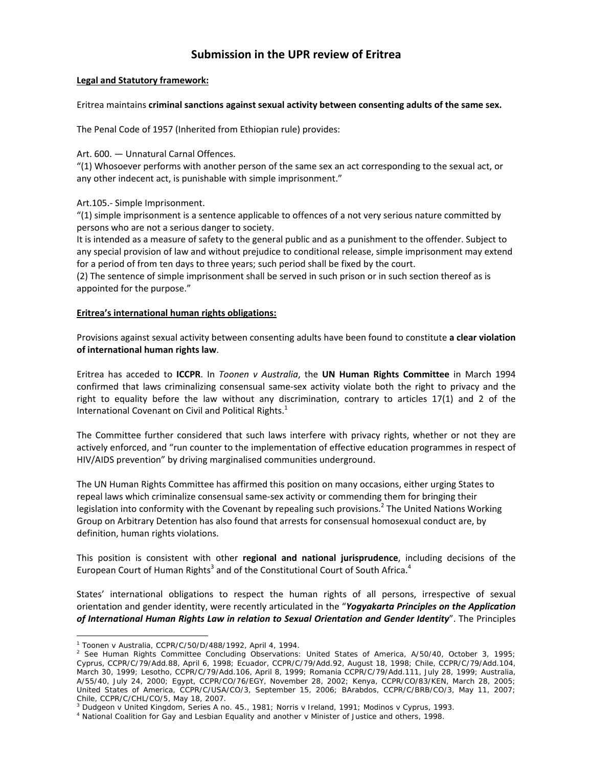# Submission in the UPR review of Eritrea

**Legal and Statutory framework:**

Eritrea maintains **criminal sanctions against sexual activity between consenting adults of the same sex.**

The Penal Code of 1957 (Inherited from Ethiopian rule) provides:

Art. 600. — Unnatural Carnal Offences.
"(1) Whosoever performs with another person of the same sex an act corresponding to the sexual act, or any other indecent act, is punishable with simple imprisonment."

Art.105.- Simple Imprisonment.
"(1) simple imprisonment is a sentence applicable to offences of a not very serious nature committed by persons who are not a serious danger to society.
It is intended as a measure of safety to the general public and as a punishment to the offender. Subject to any special provision of law and without prejudice to conditional release, simple imprisonment may extend for a period of from ten days to three years; such period shall be fixed by the court.
(2) The sentence of simple imprisonment shall be served in such prison or in such section thereof as is appointed for the purpose."

**Eritrea's international human rights obligations:**

Provisions against sexual activity between consenting adults have been found to constitute **a clear violation of international human rights law**.

Eritrea has acceded to **ICCPR**. In *Toonen v Australia*, the **UN Human Rights Committee** in March 1994 confirmed that laws criminalizing consensual same-sex activity violate both the right to privacy and the right to equality before the law without any discrimination, contrary to articles 17(1) and 2 of the International Covenant on Civil and Political Rights.[1]

The Committee further considered that such laws interfere with privacy rights, whether or not they are actively enforced, and "run counter to the implementation of effective education programmes in respect of HIV/AIDS prevention" by driving marginalised communities underground.

The UN Human Rights Committee has affirmed this position on many occasions, either urging States to repeal laws which criminalize consensual same-sex activity or commending them for bringing their legislation into conformity with the Covenant by repealing such provisions.[2] The United Nations Working Group on Arbitrary Detention has also found that arrests for consensual homosexual conduct are, by definition, human rights violations.

This position is consistent with other **regional and national jurisprudence**, including decisions of the European Court of Human Rights[3] and of the Constitutional Court of South Africa.[4]

States' international obligations to respect the human rights of all persons, irrespective of sexual orientation and gender identity, were recently articulated in the "***Yogyakarta Principles on the Application of International Human Rights Law in relation to Sexual Orientation and Gender Identity***". The Principles

---

[1] Toonen v Australia, CCPR/C/50/D/488/1992, April 4, 1994.

[2] See Human Rights Committee Concluding Observations: United States of America, A/50/40, October 3, 1995; Cyprus, CCPR/C/79/Add.88, April 6, 1998; Ecuador, CCPR/C/79/Add.92, August 18, 1998; Chile, CCPR/C/79/Add.104, March 30, 1999; Lesotho, CCPR/C/79/Add.106, April 8, 1999; Romania CCPR/C/79/Add.111, July 28, 1999; Australia, A/55/40, July 24, 2000; Egypt, CCPR/CO/76/EGY, November 28, 2002; Kenya, CCPR/CO/83/KEN, March 28, 2005; United States of America, CCPR/C/USA/CO/3, September 15, 2006; BArabdos, CCPR/C/BRB/CO/3, May 11, 2007; Chile, CCPR/C/CHL/CO/5, May 18, 2007.

[3] Dudgeon v United Kingdom, Series A no. 45., 1981; Norris v Ireland, 1991; Modinos v Cyprus, 1993.

[4] National Coalition for Gay and Lesbian Equality and another v Minister of Justice and others, 1998.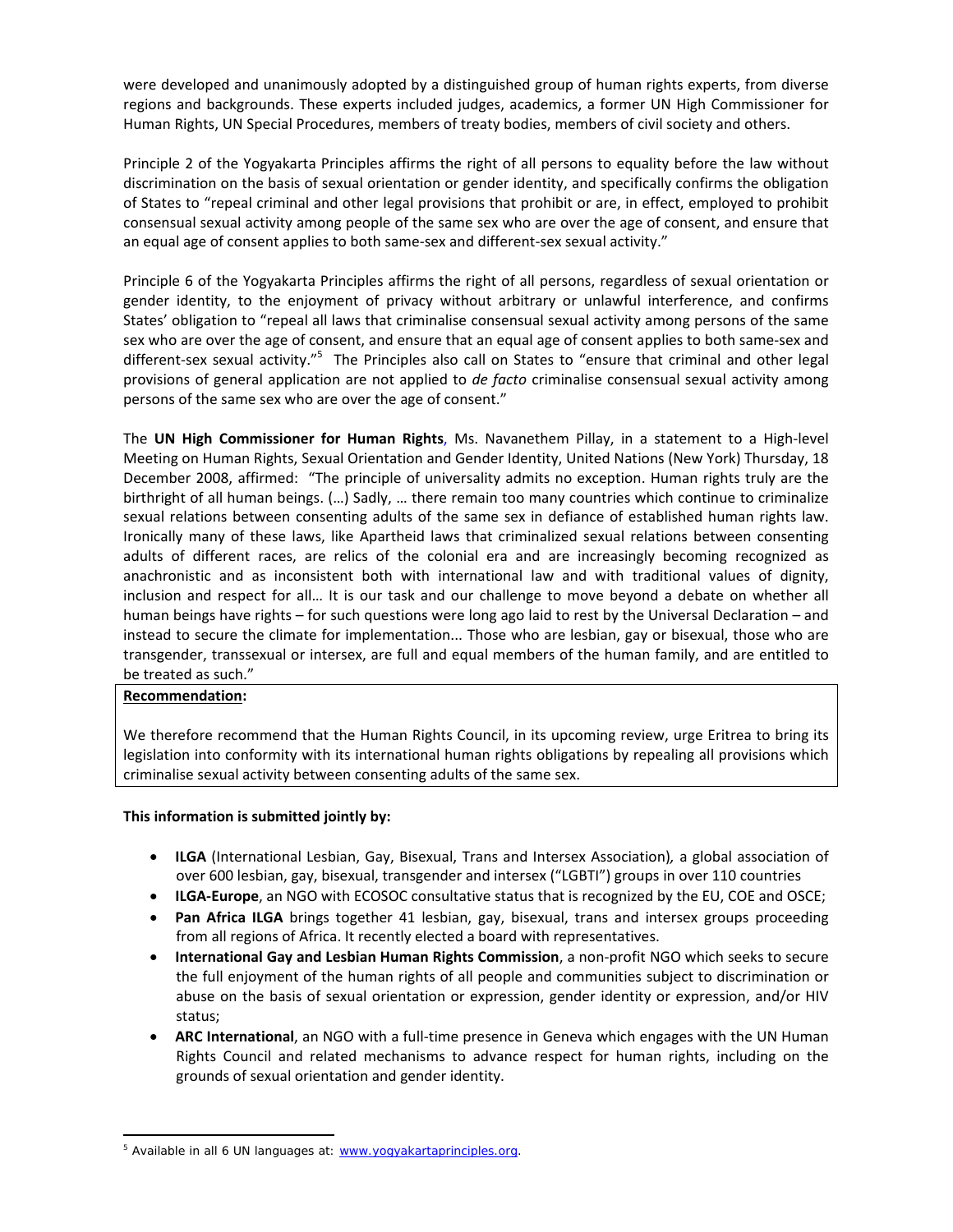were developed and unanimously adopted by a distinguished group of human rights experts, from diverse regions and backgrounds. These experts included judges, academics, a former UN High Commissioner for Human Rights, UN Special Procedures, members of treaty bodies, members of civil society and others.

Principle 2 of the Yogyakarta Principles affirms the right of all persons to equality before the law without discrimination on the basis of sexual orientation or gender identity, and specifically confirms the obligation of States to "repeal criminal and other legal provisions that prohibit or are, in effect, employed to prohibit consensual sexual activity among people of the same sex who are over the age of consent, and ensure that an equal age of consent applies to both same-sex and different-sex sexual activity."

Principle 6 of the Yogyakarta Principles affirms the right of all persons, regardless of sexual orientation or gender identity, to the enjoyment of privacy without arbitrary or unlawful interference, and confirms States' obligation to "repeal all laws that criminalise consensual sexual activity among persons of the same sex who are over the age of consent, and ensure that an equal age of consent applies to both same-sex and different-sex sexual activity."[5] The Principles also call on States to "ensure that criminal and other legal provisions of general application are not applied to *de facto* criminalise consensual sexual activity among persons of the same sex who are over the age of consent."

The **UN High Commissioner for Human Rights**, Ms. Navanethem Pillay, in a statement to a High-level Meeting on Human Rights, Sexual Orientation and Gender Identity, United Nations (New York) Thursday, 18 December 2008, affirmed: "The principle of universality admits no exception. Human rights truly are the birthright of all human beings. (…) Sadly, … there remain too many countries which continue to criminalize sexual relations between consenting adults of the same sex in defiance of established human rights law. Ironically many of these laws, like Apartheid laws that criminalized sexual relations between consenting adults of different races, are relics of the colonial era and are increasingly becoming recognized as anachronistic and as inconsistent both with international law and with traditional values of dignity, inclusion and respect for all… It is our task and our challenge to move beyond a debate on whether all human beings have rights – for such questions were long ago laid to rest by the Universal Declaration – and instead to secure the climate for implementation... Those who are lesbian, gay or bisexual, those who are transgender, transsexual or intersex, are full and equal members of the human family, and are entitled to be treated as such."

**Recommendation:**

We therefore recommend that the Human Rights Council, in its upcoming review, urge Eritrea to bring its legislation into conformity with its international human rights obligations by repealing all provisions which criminalise sexual activity between consenting adults of the same sex.

**This information is submitted jointly by:**

- **ILGA** (International Lesbian, Gay, Bisexual, Trans and Intersex Association), a global association of over 600 lesbian, gay, bisexual, transgender and intersex ("LGBTI") groups in over 110 countries
- **ILGA-Europe**, an NGO with ECOSOC consultative status that is recognized by the EU, COE and OSCE;
- **Pan Africa ILGA** brings together 41 lesbian, gay, bisexual, trans and intersex groups proceeding from all regions of Africa. It recently elected a board with representatives.
- **International Gay and Lesbian Human Rights Commission**, a non-profit NGO which seeks to secure the full enjoyment of the human rights of all people and communities subject to discrimination or abuse on the basis of sexual orientation or expression, gender identity or expression, and/or HIV status;
- **ARC International**, an NGO with a full-time presence in Geneva which engages with the UN Human Rights Council and related mechanisms to advance respect for human rights, including on the grounds of sexual orientation and gender identity.

[5] Available in all 6 UN languages at: www.yogyakartaprinciples.org.